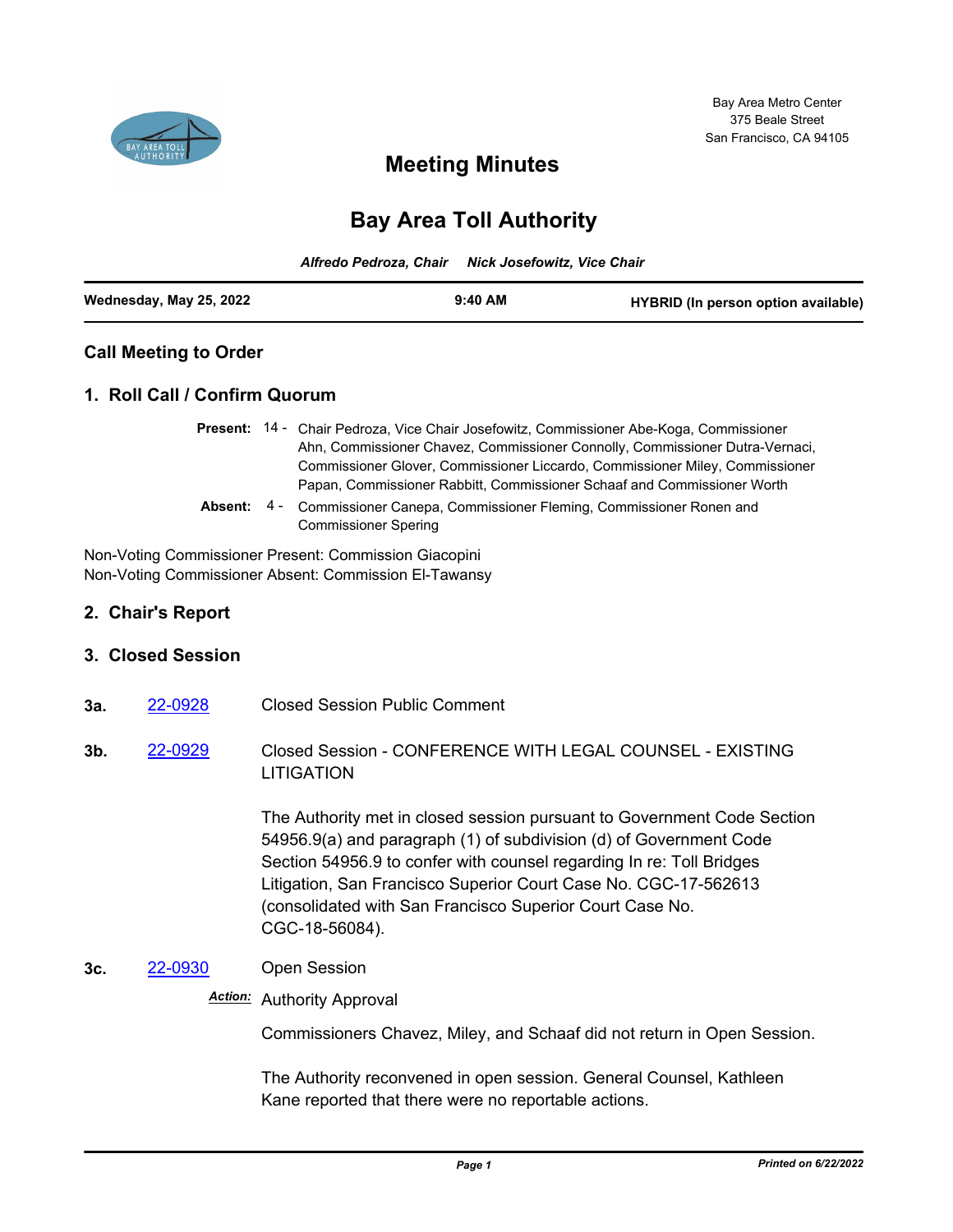Bay Area Metro Center
375 Beale Street
San Francisco, CA 94105

# Meeting Minutes

# Bay Area Toll Authority

*Alfredo Pedroza, Chair     Nick Josefowitz, Vice Chair*

**Wednesday, May 25, 2022** | **9:40 AM** | **HYBRID (In person option available)**

## Call Meeting to Order

## 1. Roll Call / Confirm Quorum

**Present:** 14 - Chair Pedroza, Vice Chair Josefowitz, Commissioner Abe-Koga, Commissioner Ahn, Commissioner Chavez, Commissioner Connolly, Commissioner Dutra-Vernaci, Commissioner Glover, Commissioner Liccardo, Commissioner Miley, Commissioner Papan, Commissioner Rabbitt, Commissioner Schaaf and Commissioner Worth

**Absent:** 4 - Commissioner Canepa, Commissioner Fleming, Commissioner Ronen and Commissioner Spering

Non-Voting Commissioner Present: Commission Giacopini
Non-Voting Commissioner Absent: Commission El-Tawansy

## 2. Chair's Report

## 3. Closed Session

**3a.** 22-0928 Closed Session Public Comment

**3b.** 22-0929 Closed Session - CONFERENCE WITH LEGAL COUNSEL - EXISTING LITIGATION

The Authority met in closed session pursuant to Government Code Section 54956.9(a) and paragraph (1) of subdivision (d) of Government Code Section 54956.9 to confer with counsel regarding In re: Toll Bridges Litigation, San Francisco Superior Court Case No. CGC-17-562613 (consolidated with San Francisco Superior Court Case No. CGC-18-56084).

**3c.** 22-0930 Open Session

***Action:*** Authority Approval

Commissioners Chavez, Miley, and Schaaf did not return in Open Session.

The Authority reconvened in open session. General Counsel, Kathleen Kane reported that there were no reportable actions.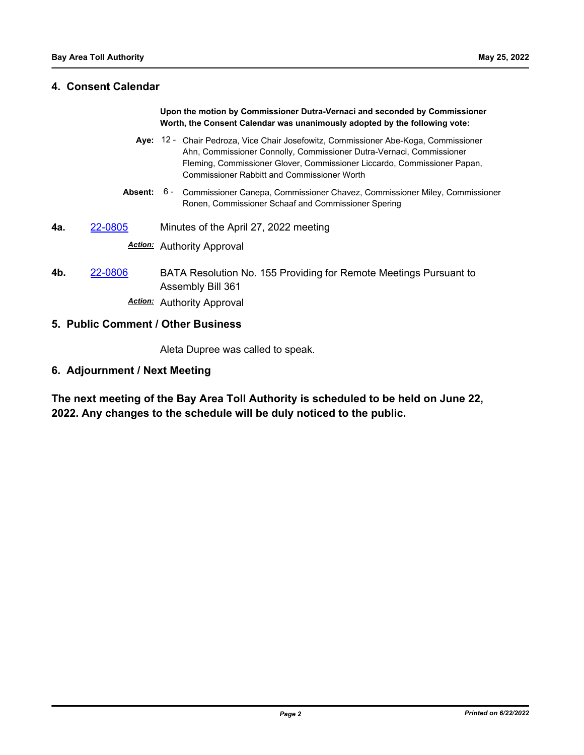## 4. Consent Calendar

**Upon the motion by Commissioner Dutra-Vernaci and seconded by Commissioner Worth, the Consent Calendar was unanimously adopted by the following vote:**

**Aye:** 12 - Chair Pedroza, Vice Chair Josefowitz, Commissioner Abe-Koga, Commissioner Ahn, Commissioner Connolly, Commissioner Dutra-Vernaci, Commissioner Fleming, Commissioner Glover, Commissioner Liccardo, Commissioner Papan, Commissioner Rabbitt and Commissioner Worth

**Absent:** 6 - Commissioner Canepa, Commissioner Chavez, Commissioner Miley, Commissioner Ronen, Commissioner Schaaf and Commissioner Spering

**4a.** 22-0805 Minutes of the April 27, 2022 meeting

***Action:*** Authority Approval

**4b.** 22-0806 BATA Resolution No. 155 Providing for Remote Meetings Pursuant to Assembly Bill 361

***Action:*** Authority Approval

## 5. Public Comment / Other Business

Aleta Dupree was called to speak.

## 6. Adjournment / Next Meeting

**The next meeting of the Bay Area Toll Authority is scheduled to be held on June 22, 2022. Any changes to the schedule will be duly noticed to the public.**